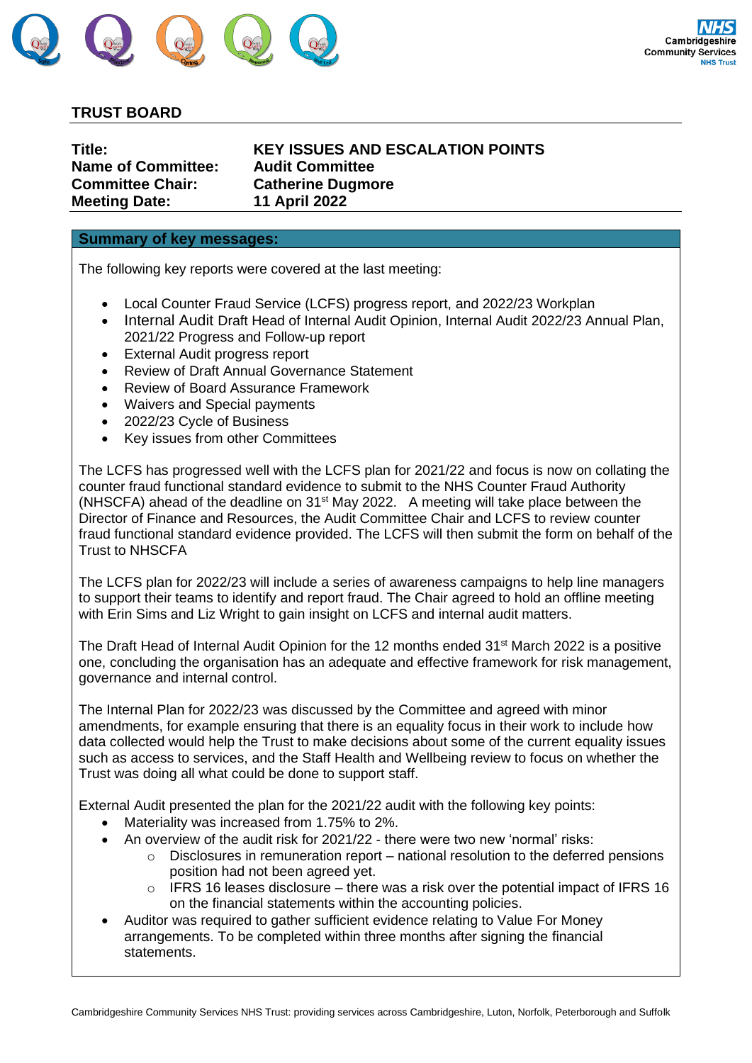## TRUST BOARD

| | |
|---|---|
| **Title:** | **KEY ISSUES AND ESCALATION POINTS** |
| **Name of Committee:** | **Audit Committee** |
| **Committee Chair:** | **Catherine Dugmore** |
| **Meeting Date:** | **11 April 2022** |

### Summary of key messages:

The following key reports were covered at the last meeting:

- Local Counter Fraud Service (LCFS) progress report, and 2022/23 Workplan
- Internal Audit Draft Head of Internal Audit Opinion, Internal Audit 2022/23 Annual Plan, 2021/22 Progress and Follow-up report
- External Audit progress report
- Review of Draft Annual Governance Statement
- Review of Board Assurance Framework
- Waivers and Special payments
- 2022/23 Cycle of Business
- Key issues from other Committees

The LCFS has progressed well with the LCFS plan for 2021/22 and focus is now on collating the counter fraud functional standard evidence to submit to the NHS Counter Fraud Authority (NHSCFA) ahead of the deadline on 31st May 2022. A meeting will take place between the Director of Finance and Resources, the Audit Committee Chair and LCFS to review counter fraud functional standard evidence provided. The LCFS will then submit the form on behalf of the Trust to NHSCFA

The LCFS plan for 2022/23 will include a series of awareness campaigns to help line managers to support their teams to identify and report fraud. The Chair agreed to hold an offline meeting with Erin Sims and Liz Wright to gain insight on LCFS and internal audit matters.

The Draft Head of Internal Audit Opinion for the 12 months ended 31st March 2022 is a positive one, concluding the organisation has an adequate and effective framework for risk management, governance and internal control.

The Internal Plan for 2022/23 was discussed by the Committee and agreed with minor amendments, for example ensuring that there is an equality focus in their work to include how data collected would help the Trust to make decisions about some of the current equality issues such as access to services, and the Staff Health and Wellbeing review to focus on whether the Trust was doing all what could be done to support staff.

External Audit presented the plan for the 2021/22 audit with the following key points:

- Materiality was increased from 1.75% to 2%.
- An overview of the audit risk for 2021/22 - there were two new 'normal' risks:
  - Disclosures in remuneration report – national resolution to the deferred pensions position had not been agreed yet.
  - IFRS 16 leases disclosure – there was a risk over the potential impact of IFRS 16 on the financial statements within the accounting policies.
- Auditor was required to gather sufficient evidence relating to Value For Money arrangements. To be completed within three months after signing the financial statements.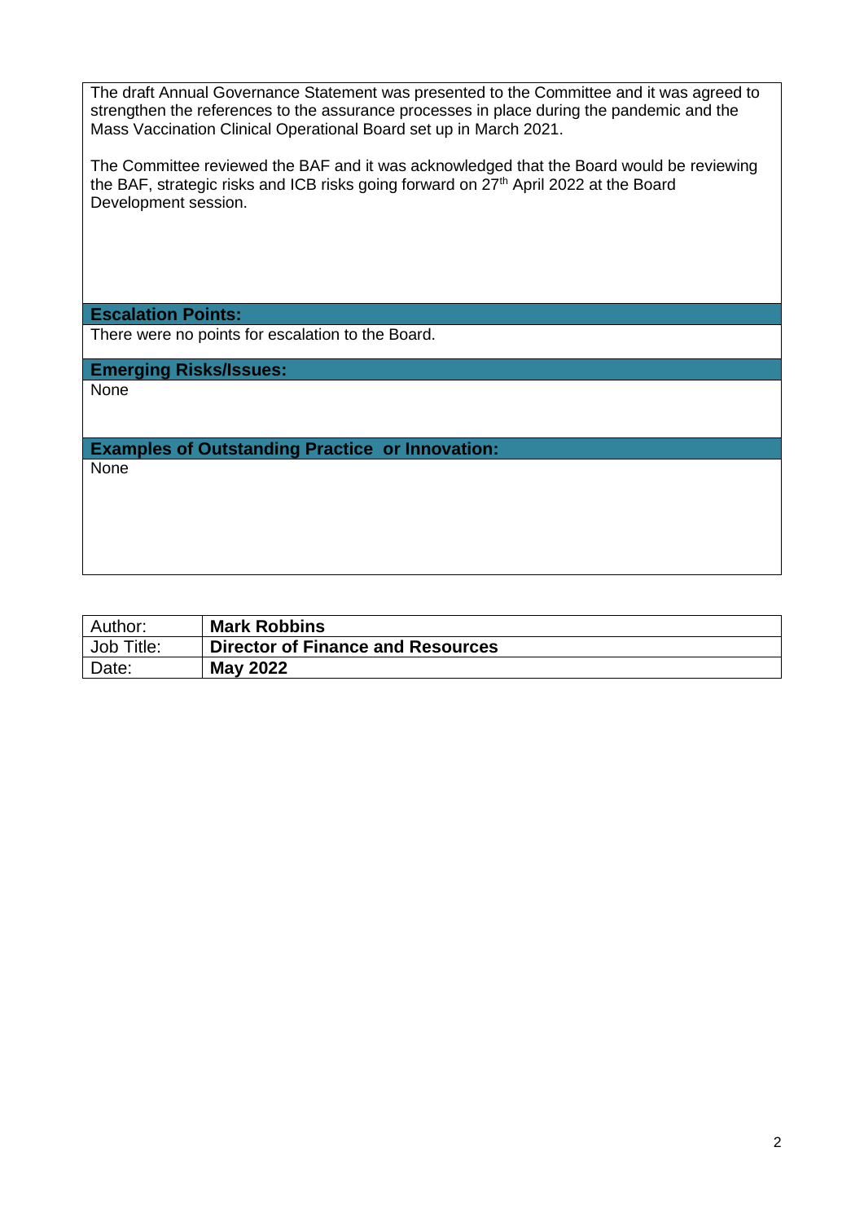The draft Annual Governance Statement was presented to the Committee and it was agreed to strengthen the references to the assurance processes in place during the pandemic and the Mass Vaccination Clinical Operational Board set up in March 2021.

The Committee reviewed the BAF and it was acknowledged that the Board would be reviewing the BAF, strategic risks and ICB risks going forward on 27th April 2022 at the Board Development session.

**Escalation Points:**

There were no points for escalation to the Board.

**Emerging Risks/Issues:**

None

**Examples of Outstanding Practice or Innovation:**

None

| | |
|---|---|
| Author: | **Mark Robbins** |
| Job Title: | **Director of Finance and Resources** |
| Date: | **May 2022** |